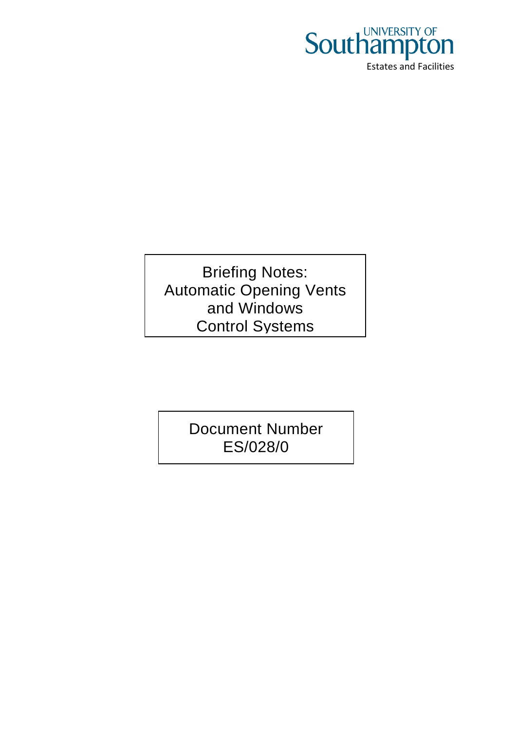UNIVERSITY OF Southampton

Estates and Facilities

# Briefing Notes: Automatic Opening Vents and Windows Control Systems

Document Number
ES/028/0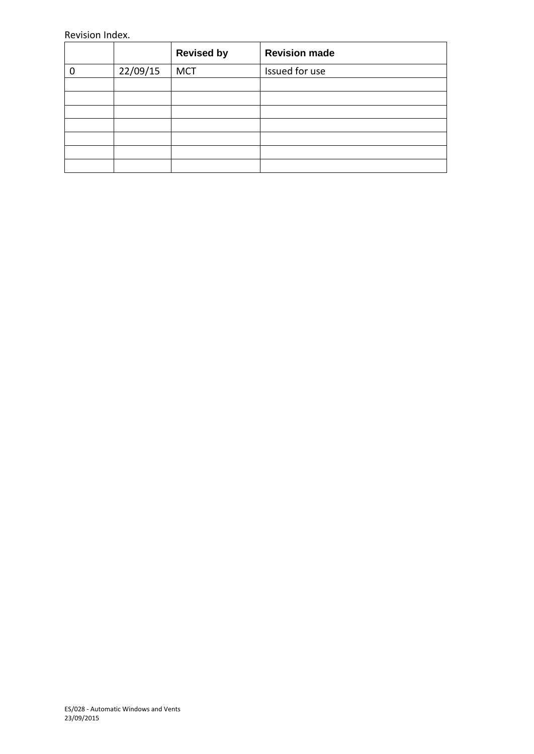Revision Index.

| | | Revised by | Revision made |
|---|---|---|---|
| 0 | 22/09/15 | MCT | Issued for use |
| | | | |
| | | | |
| | | | |
| | | | |
| | | | |
| | | | |
| | | | |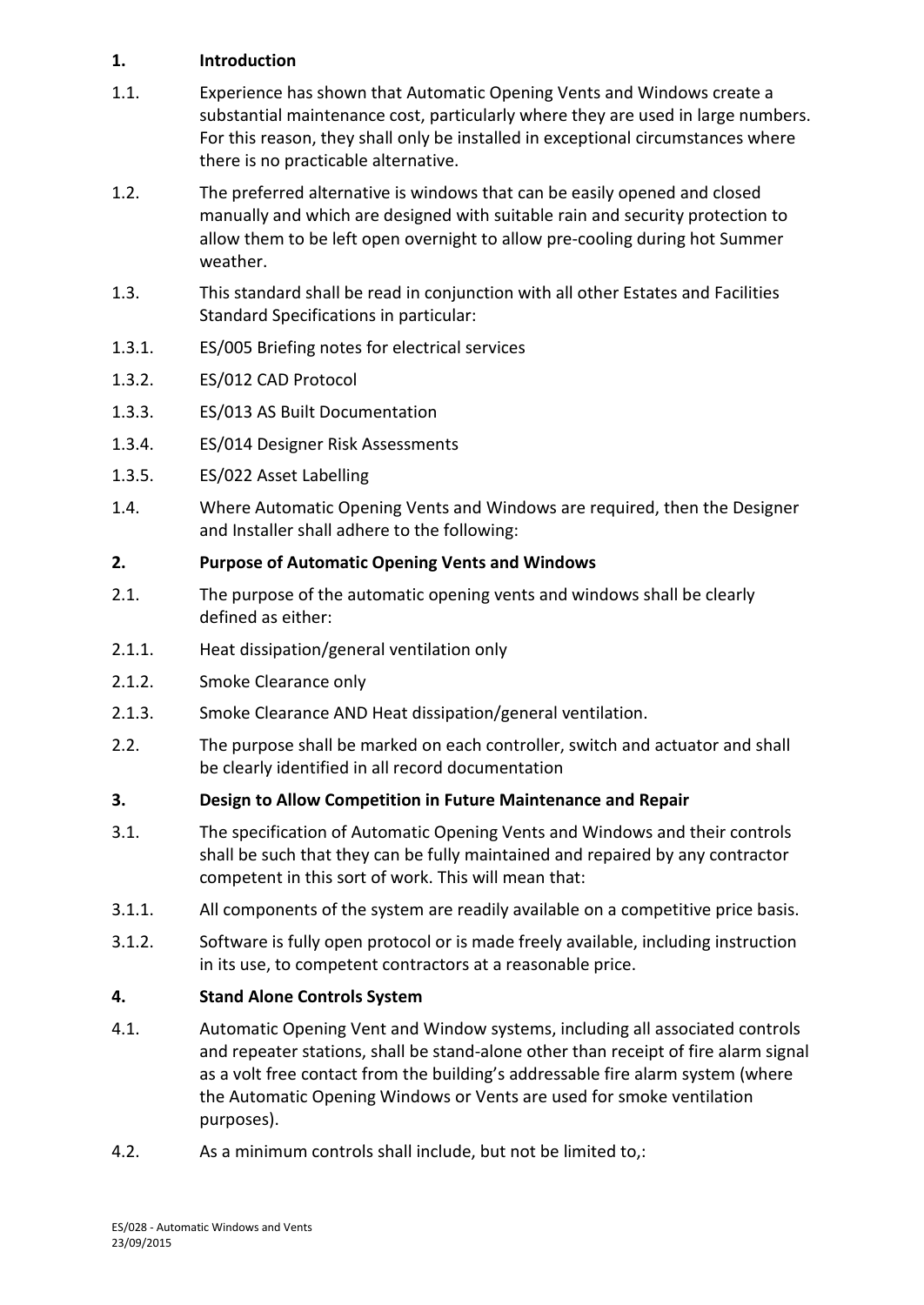## 1. Introduction

1.1. Experience has shown that Automatic Opening Vents and Windows create a substantial maintenance cost, particularly where they are used in large numbers. For this reason, they shall only be installed in exceptional circumstances where there is no practicable alternative.

1.2. The preferred alternative is windows that can be easily opened and closed manually and which are designed with suitable rain and security protection to allow them to be left open overnight to allow pre-cooling during hot Summer weather.

1.3. This standard shall be read in conjunction with all other Estates and Facilities Standard Specifications in particular:

1.3.1. ES/005 Briefing notes for electrical services

1.3.2. ES/012 CAD Protocol

1.3.3. ES/013 AS Built Documentation

1.3.4. ES/014 Designer Risk Assessments

1.3.5. ES/022 Asset Labelling

1.4. Where Automatic Opening Vents and Windows are required, then the Designer and Installer shall adhere to the following:

## 2. Purpose of Automatic Opening Vents and Windows

2.1. The purpose of the automatic opening vents and windows shall be clearly defined as either:

2.1.1. Heat dissipation/general ventilation only

2.1.2. Smoke Clearance only

2.1.3. Smoke Clearance AND Heat dissipation/general ventilation.

2.2. The purpose shall be marked on each controller, switch and actuator and shall be clearly identified in all record documentation

## 3. Design to Allow Competition in Future Maintenance and Repair

3.1. The specification of Automatic Opening Vents and Windows and their controls shall be such that they can be fully maintained and repaired by any contractor competent in this sort of work. This will mean that:

3.1.1. All components of the system are readily available on a competitive price basis.

3.1.2. Software is fully open protocol or is made freely available, including instruction in its use, to competent contractors at a reasonable price.

## 4. Stand Alone Controls System

4.1. Automatic Opening Vent and Window systems, including all associated controls and repeater stations, shall be stand-alone other than receipt of fire alarm signal as a volt free contact from the building's addressable fire alarm system (where the Automatic Opening Windows or Vents are used for smoke ventilation purposes).

4.2. As a minimum controls shall include, but not be limited to,: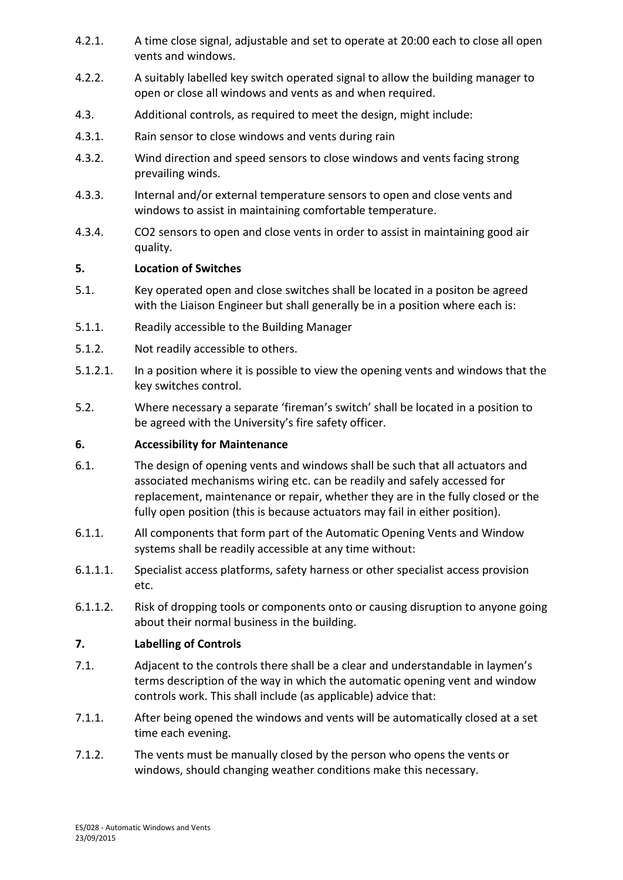4.2.1. A time close signal, adjustable and set to operate at 20:00 each to close all open vents and windows.

4.2.2. A suitably labelled key switch operated signal to allow the building manager to open or close all windows and vents as and when required.

4.3. Additional controls, as required to meet the design, might include:

4.3.1. Rain sensor to close windows and vents during rain

4.3.2. Wind direction and speed sensors to close windows and vents facing strong prevailing winds.

4.3.3. Internal and/or external temperature sensors to open and close vents and windows to assist in maintaining comfortable temperature.

4.3.4. $CO_2$ sensors to open and close vents in order to assist in maintaining good air quality.

## 5. Location of Switches

5.1. Key operated open and close switches shall be located in a positon be agreed with the Liaison Engineer but shall generally be in a position where each is:

5.1.1. Readily accessible to the Building Manager

5.1.2. Not readily accessible to others.

5.1.2.1. In a position where it is possible to view the opening vents and windows that the key switches control.

5.2. Where necessary a separate 'fireman's switch' shall be located in a position to be agreed with the University's fire safety officer.

## 6. Accessibility for Maintenance

6.1. The design of opening vents and windows shall be such that all actuators and associated mechanisms wiring etc. can be readily and safely accessed for replacement, maintenance or repair, whether they are in the fully closed or the fully open position (this is because actuators may fail in either position).

6.1.1. All components that form part of the Automatic Opening Vents and Window systems shall be readily accessible at any time without:

6.1.1.1. Specialist access platforms, safety harness or other specialist access provision etc.

6.1.1.2. Risk of dropping tools or components onto or causing disruption to anyone going about their normal business in the building.

## 7. Labelling of Controls

7.1. Adjacent to the controls there shall be a clear and understandable in laymen's terms description of the way in which the automatic opening vent and window controls work. This shall include (as applicable) advice that:

7.1.1. After being opened the windows and vents will be automatically closed at a set time each evening.

7.1.2. The vents must be manually closed by the person who opens the vents or windows, should changing weather conditions make this necessary.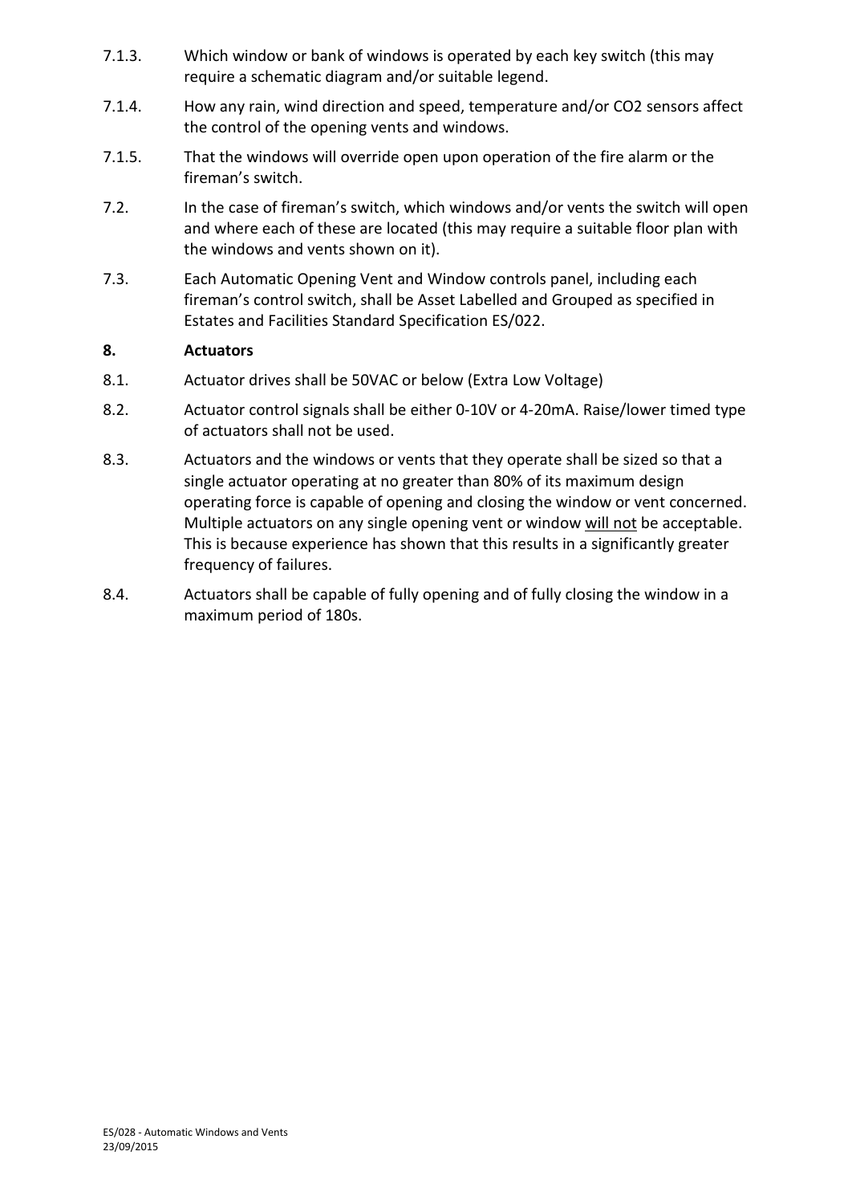7.1.3. Which window or bank of windows is operated by each key switch (this may require a schematic diagram and/or suitable legend.

7.1.4. How any rain, wind direction and speed, temperature and/or CO2 sensors affect the control of the opening vents and windows.

7.1.5. That the windows will override open upon operation of the fire alarm or the fireman's switch.

7.2. In the case of fireman's switch, which windows and/or vents the switch will open and where each of these are located (this may require a suitable floor plan with the windows and vents shown on it).

7.3. Each Automatic Opening Vent and Window controls panel, including each fireman's control switch, shall be Asset Labelled and Grouped as specified in Estates and Facilities Standard Specification ES/022.

## 8. Actuators

8.1. Actuator drives shall be 50VAC or below (Extra Low Voltage)

8.2. Actuator control signals shall be either 0-10V or 4-20mA. Raise/lower timed type of actuators shall not be used.

8.3. Actuators and the windows or vents that they operate shall be sized so that a single actuator operating at no greater than 80% of its maximum design operating force is capable of opening and closing the window or vent concerned. Multiple actuators on any single opening vent or window <u>will not</u> be acceptable. This is because experience has shown that this results in a significantly greater frequency of failures.

8.4. Actuators shall be capable of fully opening and of fully closing the window in a maximum period of 180s.